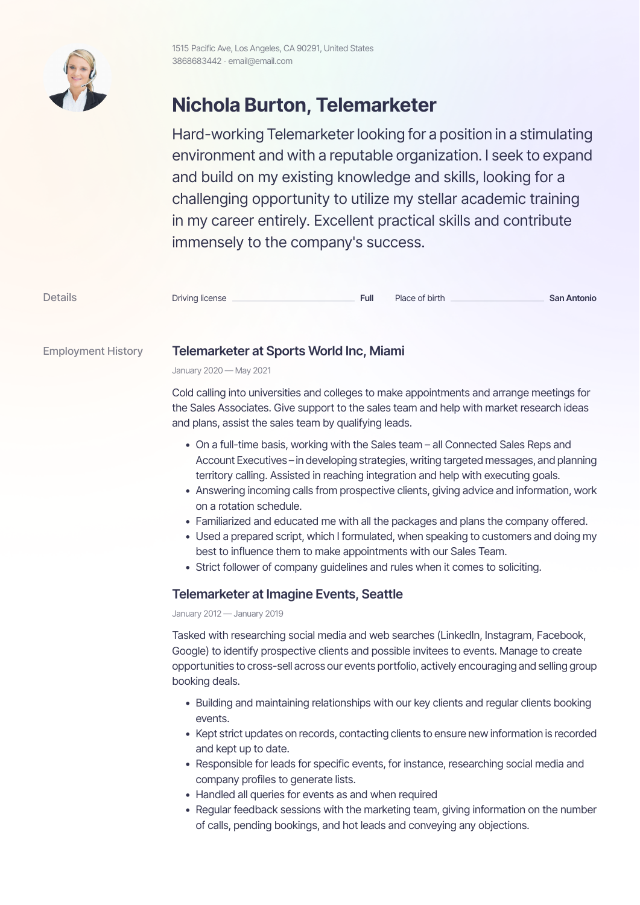1515 Pacific Ave, Los Angeles, CA 90291, United States
3868683442 · email@email.com

# Nichola Burton, Telemarketer

Hard-working Telemarketer looking for a position in a stimulating environment and with a reputable organization. I seek to expand and build on my existing knowledge and skills, looking for a challenging opportunity to utilize my stellar academic training in my career entirely. Excellent practical skills and contribute immensely to the company's success.

## Details

Driving license **Full**

Place of birth **San Antonio**

## Employment History

### Telemarketer at Sports World Inc, Miami

January 2020 — May 2021

Cold calling into universities and colleges to make appointments and arrange meetings for the Sales Associates. Give support to the sales team and help with market research ideas and plans, assist the sales team by qualifying leads.

- On a full-time basis, working with the Sales team – all Connected Sales Reps and Account Executives – in developing strategies, writing targeted messages, and planning territory calling. Assisted in reaching integration and help with executing goals.
- Answering incoming calls from prospective clients, giving advice and information, work on a rotation schedule.
- Familiarized and educated me with all the packages and plans the company offered.
- Used a prepared script, which I formulated, when speaking to customers and doing my best to influence them to make appointments with our Sales Team.
- Strict follower of company guidelines and rules when it comes to soliciting.

### Telemarketer at Imagine Events, Seattle

January 2012 — January 2019

Tasked with researching social media and web searches (LinkedIn, Instagram, Facebook, Google) to identify prospective clients and possible invitees to events. Manage to create opportunities to cross-sell across our events portfolio, actively encouraging and selling group booking deals.

- Building and maintaining relationships with our key clients and regular clients booking events.
- Kept strict updates on records, contacting clients to ensure new information is recorded and kept up to date.
- Responsible for leads for specific events, for instance, researching social media and company profiles to generate lists.
- Handled all queries for events as and when required
- Regular feedback sessions with the marketing team, giving information on the number of calls, pending bookings, and hot leads and conveying any objections.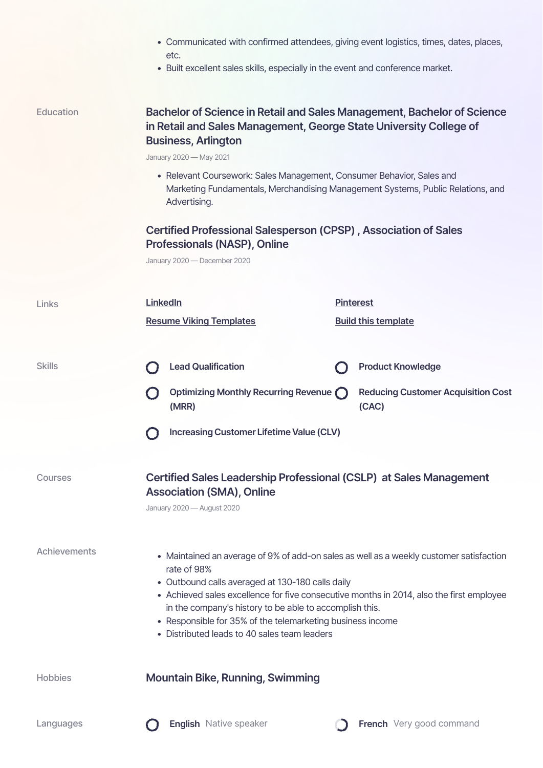- Communicated with confirmed attendees, giving event logistics, times, dates, places, etc.
- Built excellent sales skills, especially in the event and conference market.

## Education

### Bachelor of Science in Retail and Sales Management, Bachelor of Science in Retail and Sales Management, George State University College of Business, Arlington

January 2020 — May 2021

- Relevant Coursework: Sales Management, Consumer Behavior, Sales and Marketing Fundamentals, Merchandising Management Systems, Public Relations, and Advertising.

### Certified Professional Salesperson (CPSP) , Association of Sales Professionals (NASP), Online

January 2020 — December 2020

## Links

LinkedIn

Pinterest

Resume Viking Templates

Build this template

## Skills

- **Lead Qualification**
- **Product Knowledge**
- **Optimizing Monthly Recurring Revenue (MRR)**
- **Reducing Customer Acquisition Cost (CAC)**
- **Increasing Customer Lifetime Value (CLV)**

## Courses

### Certified Sales Leadership Professional (CSLP) at Sales Management Association (SMA), Online

January 2020 — August 2020

## Achievements

- Maintained an average of 9% of add-on sales as well as a weekly customer satisfaction rate of 98%
- Outbound calls averaged at 130-180 calls daily
- Achieved sales excellence for five consecutive months in 2014, also the first employee in the company's history to be able to accomplish this.
- Responsible for 35% of the telemarketing business income
- Distributed leads to 40 sales team leaders

## Hobbies

**Mountain Bike, Running, Swimming**

## Languages

- **English** Native speaker
- **French** Very good command